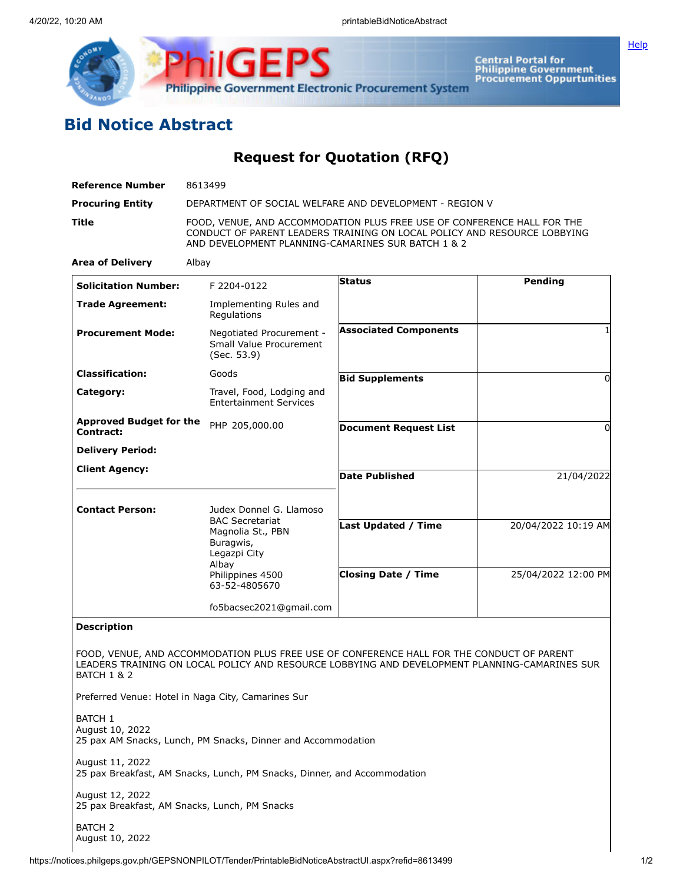# Bid Notice Abstract

## Request for Quotation (RFQ)

| | |
|---|---|
| **Reference Number** | 8613499 |
| **Procuring Entity** | DEPARTMENT OF SOCIAL WELFARE AND DEVELOPMENT - REGION V |
| **Title** | FOOD, VENUE, AND ACCOMMODATION PLUS FREE USE OF CONFERENCE HALL FOR THE CONDUCT OF PARENT LEADERS TRAINING ON LOCAL POLICY AND RESOURCE LOBBYING AND DEVELOPMENT PLANNING-CAMARINES SUR BATCH 1 & 2 |
| **Area of Delivery** | Albay |

| | | | |
|---|---|---|---|
| **Solicitation Number:** | F 2204-0122 | **Status** | Pending |
| **Trade Agreement:** | Implementing Rules and Regulations | | |
| **Procurement Mode:** | Negotiated Procurement - Small Value Procurement (Sec. 53.9) | **Associated Components** | 1 |
| **Classification:** | Goods | **Bid Supplements** | 0 |
| **Category:** | Travel, Food, Lodging and Entertainment Services | | |
| **Approved Budget for the Contract:** | PHP 205,000.00 | **Document Request List** | 0 |
| **Delivery Period:** | | | |
| **Client Agency:** | | **Date Published** | 21/04/2022 |
| **Contact Person:** | Judex Donnel G. Llamoso<br>BAC Secretariat<br>Magnolia St., PBN<br>Buragwis,<br>Legazpi City<br>Albay<br>Philippines 4500<br>63-52-4805670<br><br>fo5bacsec2021@gmail.com | **Last Updated / Time** | 20/04/2022 10:19 AM |
| | | **Closing Date / Time** | 25/04/2022 12:00 PM |

**Description**

FOOD, VENUE, AND ACCOMMODATION PLUS FREE USE OF CONFERENCE HALL FOR THE CONDUCT OF PARENT LEADERS TRAINING ON LOCAL POLICY AND RESOURCE LOBBYING AND DEVELOPMENT PLANNING-CAMARINES SUR BATCH 1 & 2

Preferred Venue: Hotel in Naga City, Camarines Sur

BATCH 1
August 10, 2022
25 pax AM Snacks, Lunch, PM Snacks, Dinner and Accommodation

August 11, 2022
25 pax Breakfast, AM Snacks, Lunch, PM Snacks, Dinner, and Accommodation

August 12, 2022
25 pax Breakfast, AM Snacks, Lunch, PM Snacks

BATCH 2
August 10, 2022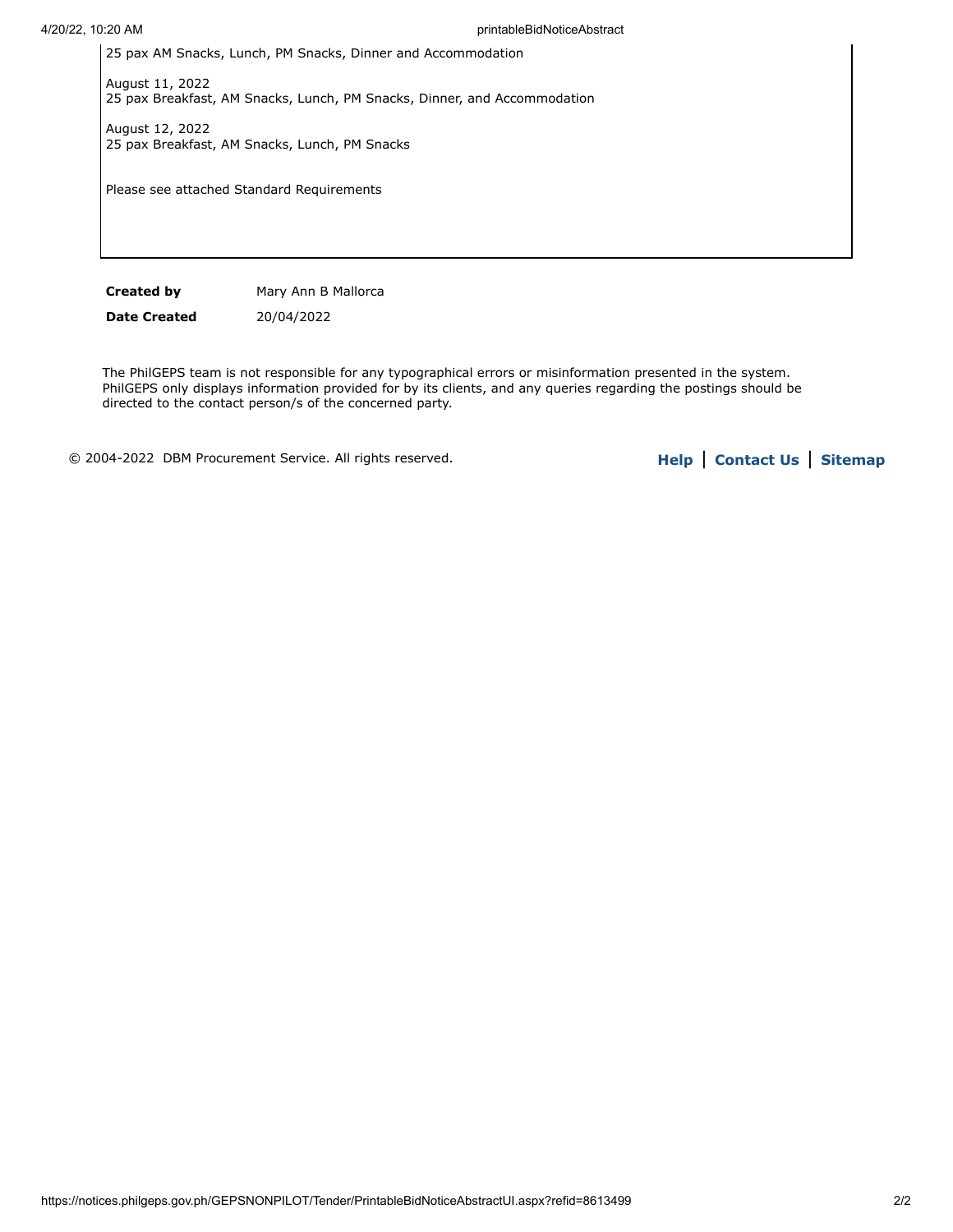25 pax AM Snacks, Lunch, PM Snacks, Dinner and Accommodation

August 11, 2022
25 pax Breakfast, AM Snacks, Lunch, PM Snacks, Dinner, and Accommodation

August 12, 2022
25 pax Breakfast, AM Snacks, Lunch, PM Snacks

Please see attached Standard Requirements

| | |
|---|---|
| **Created by** | Mary Ann B Mallorca |
| **Date Created** | 20/04/2022 |

The PhilGEPS team is not responsible for any typographical errors or misinformation presented in the system. PhilGEPS only displays information provided for by its clients, and any queries regarding the postings should be directed to the contact person/s of the concerned party.

© 2004-2022 DBM Procurement Service. All rights reserved.

**Help** | **Contact Us** | **Sitemap**